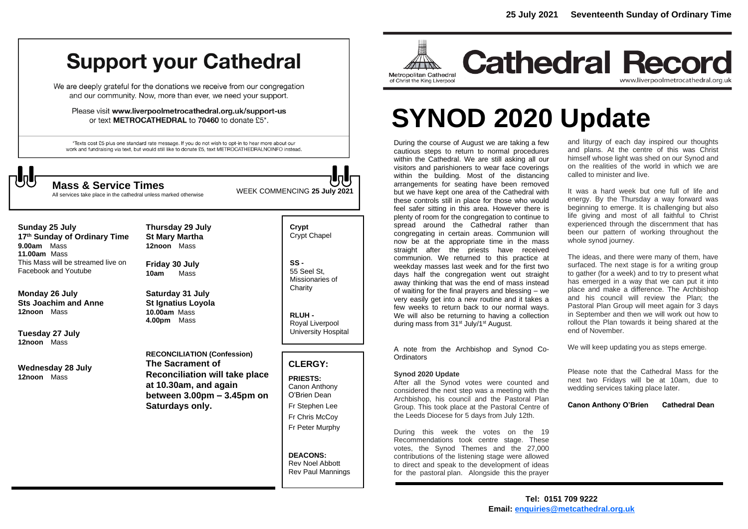# Support your Cathedral

We are deeply grateful for the donations we receive from our congregation and our community. Now, more than ever, we need your support.

Please visit **www.liverpoolmetrocathedral.org.uk/support-us** or text **METROCATHEDRAL** to **70460** to donate £5*.

*Texts cost £5 plus one standard rate message. If you do not wish to opt-in to hear more about our work and fundraising via text, but would still like to donate £5, text METROCATHEDRALNOINFO instead.

## Mass & Service Times

All services take place in the cathedral unless marked otherwise

WEEK COMMENCING **25 July 2021**

**Sunday 25 July**
**17th Sunday of Ordinary Time**
**9.00am** Mass
**11.00am** Mass
This Mass will be streamed live on Facebook and Youtube

**Monday 26 July**
**Sts Joachim and Anne**
**12noon** Mass

**Tuesday 27 July**
**12noon** Mass

**Wednesday 28 July**
**12noon** Mass

**Thursday 29 July**
**St Mary Martha**
**12noon** Mass

**Friday 30 July**
**10am** Mass

**Saturday 31 July**
**St Ignatius Loyola**
**10.00am** Mass
**4.00pm** Mass

**RECONCILIATION (Confession)**
**The Sacrament of Reconciliation will take place at 10.30am, and again between 3.00pm – 3.45pm on Saturdays only.**

**Crypt** Crypt Chapel

**SS -** 55 Seel St, Missionaries of Charity

**RLUH -** Royal Liverpool University Hospital

## CLERGY:

**PRIESTS:**
Canon Anthony O'Brien Dean
Fr Stephen Lee
Fr Chris McCoy
Fr Peter Murphy

**DEACONS:**
Rev Noel Abbott
Rev Paul Mannings

**25 July 2021 Seventeenth Sunday of Ordinary Time**

Metropolitan Cathedral of Christ the King Liverpool

# Cathedral Record

www.liverpoolmetrocathedral.org.uk

# SYNOD 2020 Update

During the course of August we are taking a few cautious steps to return to normal procedures within the Cathedral. We are still asking all our visitors and parishioners to wear face coverings within the building. Most of the distancing arrangements for seating have been removed but we have kept one area of the Cathedral with these controls still in place for those who would feel safer sitting in this area. However there is plenty of room for the congregation to continue to spread around the Cathedral rather than congregating in certain areas. Communion will now be at the appropriate time in the mass straight after the priests have received communion. We returned to this practice at weekday masses last week and for the first two days half the congregation went out straight away thinking that was the end of mass instead of waiting for the final prayers and blessing – we very easily get into a new routine and it takes a few weeks to return back to our normal ways. We will also be returning to having a collection during mass from 31st July/1st August.

A note from the Archbishop and Synod Co-Ordinators

**Synod 2020 Update**

After all the Synod votes were counted and considered the next step was a meeting with the Archbishop, his council and the Pastoral Plan Group. This took place at the Pastoral Centre of the Leeds Diocese for 5 days from July 12th.

During this week the votes on the 19 Recommendations took centre stage. These votes, the Synod Themes and the 27,000 contributions of the listening stage were allowed to direct and speak to the development of ideas for the pastoral plan. Alongside this the prayer and liturgy of each day inspired our thoughts and plans. At the centre of this was Christ himself whose light was shed on our Synod and on the realities of the world in which we are called to minister and live.

It was a hard week but one full of life and energy. By the Thursday a way forward was beginning to emerge. It is challenging but also life giving and most of all faithful to Christ experienced through the discernment that has been our pattern of working throughout the whole synod journey.

The ideas, and there were many of them, have surfaced. The next stage is for a writing group to gather (for a week) and to try to present what has emerged in a way that we can put it into place and make a difference. The Archbishop and his council will review the Plan; the Pastoral Plan Group will meet again for 3 days in September and then we will work out how to rollout the Plan towards it being shared at the end of November.

We will keep updating you as steps emerge.

Please note that the Cathedral Mass for the next two Fridays will be at 10am, due to wedding services taking place later.

**Canon Anthony O'Brien Cathedral Dean**

**Tel: 0151 709 9222**
**Email: enquiries@metcathedral.org.uk**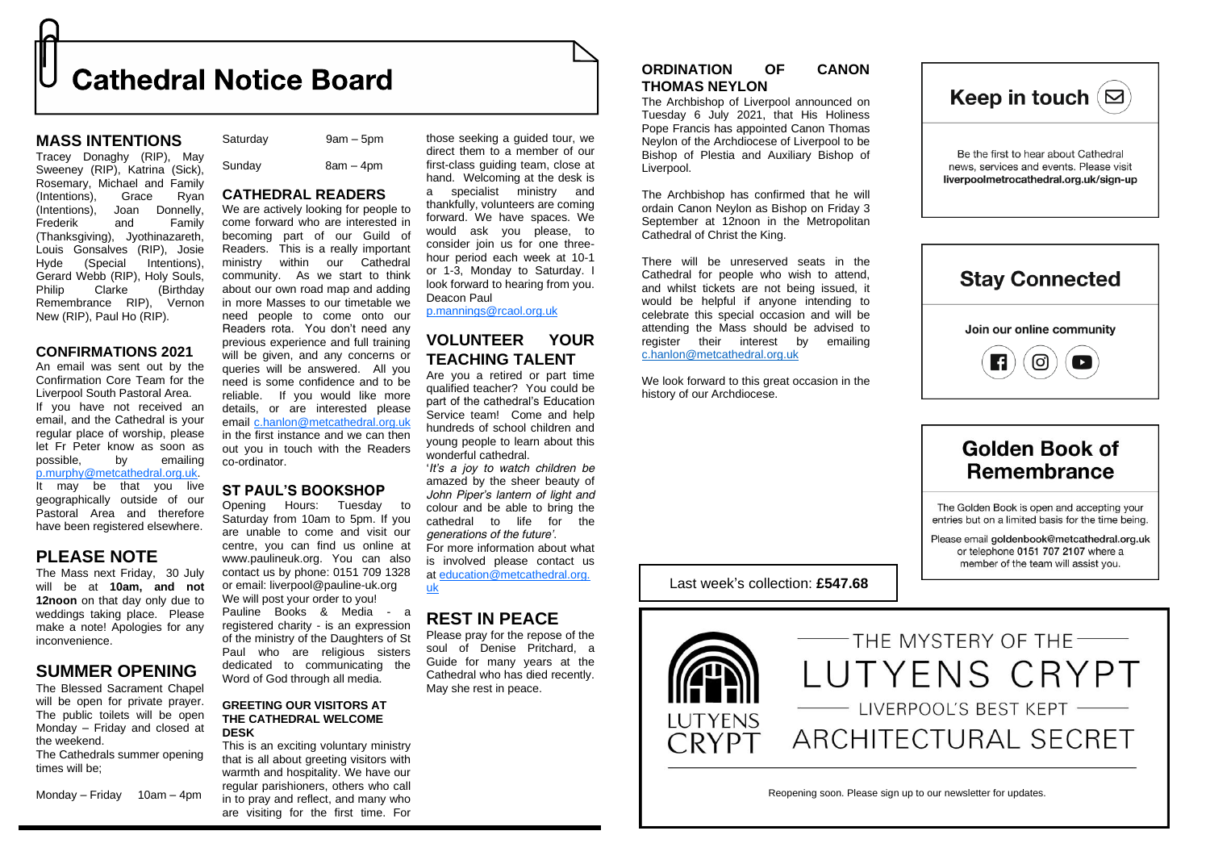# Cathedral Notice Board

## MASS INTENTIONS

Tracey Donaghy (RIP), May Sweeney (RIP), Katrina (Sick), Rosemary, Michael and Family (Intentions), Grace Ryan (Intentions), Joan Donnelly, Frederik and Family (Thanksgiving), Jyothinazareth, Louis Gonsalves (RIP), Josie Hyde (Special Intentions), Gerard Webb (RIP), Holy Souls, Philip Clarke (Birthday Remembrance RIP), Vernon New (RIP), Paul Ho (RIP).

### CONFIRMATIONS 2021

An email was sent out by the Confirmation Core Team for the Liverpool South Pastoral Area.

If you have not received an email, and the Cathedral is your regular place of worship, please let Fr Peter know as soon as possible, by emailing p.murphy@metcathedral.org.uk.

It may be that you live geographically outside of our Pastoral Area and therefore have been registered elsewhere.

## PLEASE NOTE

The Mass next Friday, 30 July will be at **10am, and not 12noon** on that day only due to weddings taking place. Please make a note! Apologies for any inconvenience.

## SUMMER OPENING

The Blessed Sacrament Chapel will be open for private prayer. The public toilets will be open Monday – Friday and closed at the weekend.

The Cathedrals summer opening times will be;

Monday – Friday 10am – 4pm

Saturday 9am – 5pm

Sunday 8am – 4pm

### CATHEDRAL READERS

We are actively looking for people to come forward who are interested in becoming part of our Guild of Readers. This is a really important ministry within our Cathedral community. As we start to think about our own road map and adding in more Masses to our timetable we need people to come onto our Readers rota. You don't need any previous experience and full training will be given, and any concerns or queries will be answered. All you need is some confidence and to be reliable. If you would like more details, or are interested please email c.hanlon@metcathedral.org.uk in the first instance and we can then out you in touch with the Readers co-ordinator.

### ST PAUL'S BOOKSHOP

Opening Hours: Tuesday to Saturday from 10am to 5pm. If you are unable to come and visit our centre, you can find us online at www.paulineuk.org. You can also contact us by phone: 0151 709 1328 or email: liverpool@pauline-uk.org We will post your order to you!

Pauline Books & Media - a registered charity - is an expression of the ministry of the Daughters of St Paul who are religious sisters dedicated to communicating the Word of God through all media.

#### GREETING OUR VISITORS AT THE CATHEDRAL WELCOME DESK

This is an exciting voluntary ministry that is all about greeting visitors with warmth and hospitality. We have our regular parishioners, others who call in to pray and reflect, and many who are visiting for the first time. For those seeking a guided tour, we direct them to a member of our first-class guiding team, close at hand. Welcoming at the desk is a specialist ministry and thankfully, volunteers are coming forward. We have spaces. We would ask you please, to consider join us for one three-hour period each week at 10-1 or 1-3, Monday to Saturday. I look forward to hearing from you.
Deacon Paul
p.mannings@rcaol.org.uk

## VOLUNTEER YOUR TEACHING TALENT

Are you a retired or part time qualified teacher? You could be part of the cathedral's Education Service team! Come and help hundreds of school children and young people to learn about this wonderful cathedral.

'*It's a joy to watch children be* amazed by the sheer beauty of *John Piper's lantern of light and* colour and be able to bring the cathedral to life for the *generations of the future'.*

For more information about what is involved please contact us at education@metcathedral.org.uk

## REST IN PEACE

Please pray for the repose of the soul of Denise Pritchard, a Guide for many years at the Cathedral who has died recently. May she rest in peace.

### ORDINATION OF CANON THOMAS NEYLON

The Archbishop of Liverpool announced on Tuesday 6 July 2021, that His Holiness Pope Francis has appointed Canon Thomas Neylon of the Archdiocese of Liverpool to be Bishop of Plestia and Auxiliary Bishop of Liverpool.

The Archbishop has confirmed that he will ordain Canon Neylon as Bishop on Friday 3 September at 12noon in the Metropolitan Cathedral of Christ the King.

There will be unreserved seats in the Cathedral for people who wish to attend, and whilst tickets are not being issued, it would be helpful if anyone intending to celebrate this special occasion and will be attending the Mass should be advised to register their interest by emailing c.hanlon@metcathedral.org.uk

We look forward to this great occasion in the history of our Archdiocese.

Last week's collection: **£547.68**

## Keep in touch

Be the first to hear about Cathedral news, services and events. Please visit **liverpoolmetrocathedral.org.uk/sign-up**

## Stay Connected

Join our online community

## Golden Book of Remembrance

The Golden Book is open and accepting your entries but on a limited basis for the time being.

Please email goldenbook@metcathedral.org.uk or telephone 0151 707 2107 where a member of the team will assist you.

LUTYENS CRYPT

THE MYSTERY OF THE LUTYENS CRYPT – LIVERPOOL'S BEST KEPT ARCHITECTURAL SECRET

Reopening soon. Please sign up to our newsletter for updates.